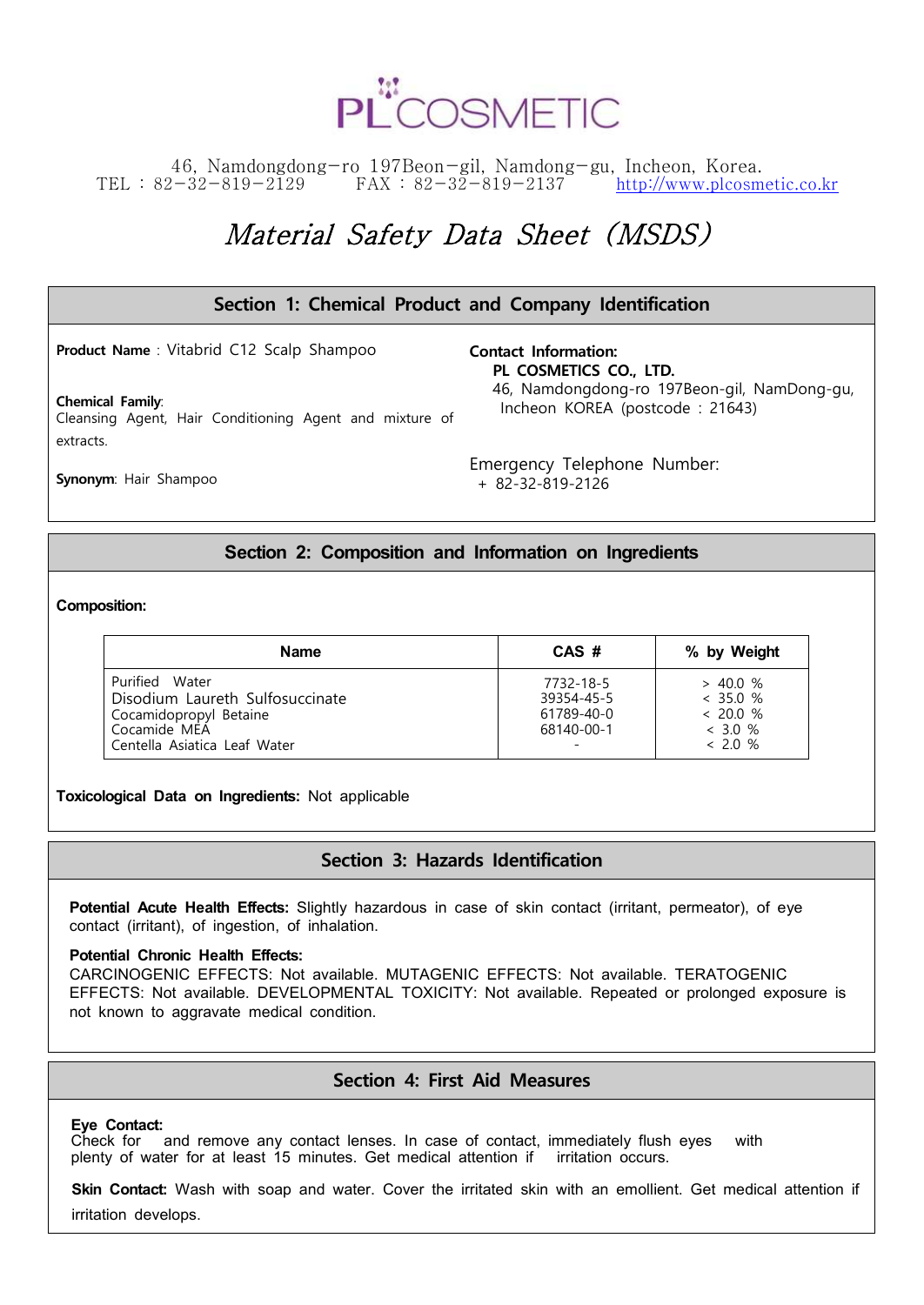PL COSMETIC

46, Namdongdong−ro 197Beon−gil, Namdong−gu, Incheon, Korea.
TEL : 82−32−819−2129 FAX : 82−32−819−2137 http://www.plcosmetic.co.kr

# *Material Safety Data Sheet (MSDS)*

## Section 1: Chemical Product and Company Identification

**Product Name** : Vitabrid C12 Scalp Shampoo

**Chemical Family**:
Cleansing Agent, Hair Conditioning Agent and mixture of extracts.

**Synonym**: Hair Shampoo

**Contact Information:**
**PL COSMETICS CO., LTD.**
46, Namdongdong-ro 197Beon-gil, NamDong-gu, Incheon KOREA (postcode : 21643)

Emergency Telephone Number:
+ 82-32-819-2126

## Section 2: Composition and Information on Ingredients

**Composition:**

| Name | CAS # | % by Weight |
|---|---|---|
| Purified Water | 7732-18-5 | > 40.0 % |
| Disodium Laureth Sulfosuccinate | 39354-45-5 | < 35.0 % |
| Cocamidopropyl Betaine | 61789-40-0 | < 20.0 % |
| Cocamide MEA | 68140-00-1 | < 3.0 % |
| Centella Asiatica Leaf Water | - | < 2.0 % |

**Toxicological Data on Ingredients:** Not applicable

## Section 3: Hazards Identification

**Potential Acute Health Effects:** Slightly hazardous in case of skin contact (irritant, permeator), of eye contact (irritant), of ingestion, of inhalation.

**Potential Chronic Health Effects:**
CARCINOGENIC EFFECTS: Not available. MUTAGENIC EFFECTS: Not available. TERATOGENIC EFFECTS: Not available. DEVELOPMENTAL TOXICITY: Not available. Repeated or prolonged exposure is not known to aggravate medical condition.

## Section 4: First Aid Measures

**Eye Contact:**
Check for and remove any contact lenses. In case of contact, immediately flush eyes with plenty of water for at least 15 minutes. Get medical attention if irritation occurs.

**Skin Contact:** Wash with soap and water. Cover the irritated skin with an emollient. Get medical attention if irritation develops.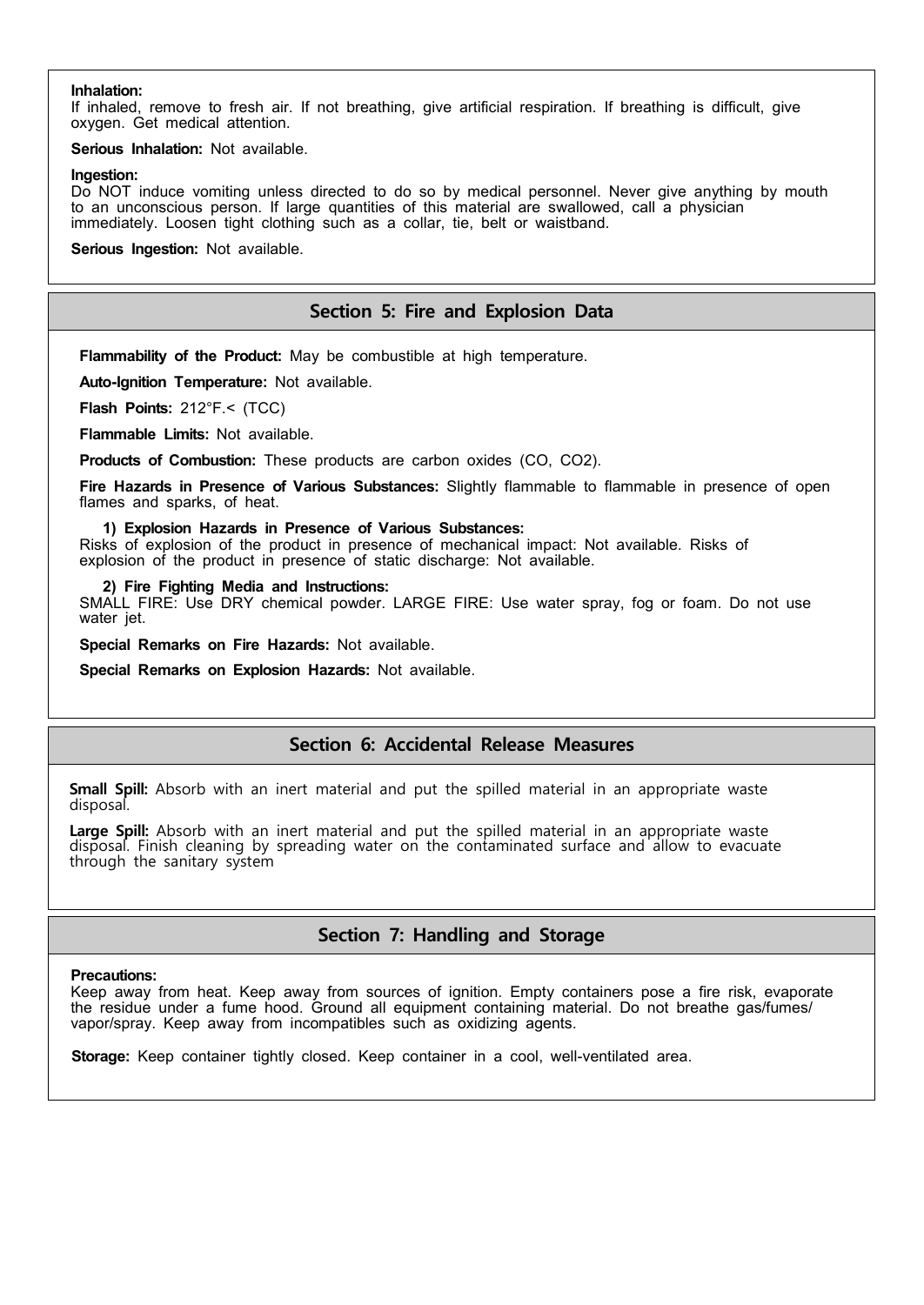**Inhalation:**
If inhaled, remove to fresh air. If not breathing, give artificial respiration. If breathing is difficult, give oxygen. Get medical attention.

**Serious Inhalation:** Not available.

**Ingestion:**
Do NOT induce vomiting unless directed to do so by medical personnel. Never give anything by mouth to an unconscious person. If large quantities of this material are swallowed, call a physician immediately. Loosen tight clothing such as a collar, tie, belt or waistband.

**Serious Ingestion:** Not available.

## Section 5: Fire and Explosion Data

**Flammability of the Product:** May be combustible at high temperature.

**Auto-Ignition Temperature:** Not available.

**Flash Points:** 212°F.< (TCC)

**Flammable Limits:** Not available.

**Products of Combustion:** These products are carbon oxides (CO, $CO_2$).

**Fire Hazards in Presence of Various Substances:** Slightly flammable to flammable in presence of open flames and sparks, of heat.

**1) Explosion Hazards in Presence of Various Substances:**
Risks of explosion of the product in presence of mechanical impact: Not available. Risks of explosion of the product in presence of static discharge: Not available.

**2) Fire Fighting Media and Instructions:**
SMALL FIRE: Use DRY chemical powder. LARGE FIRE: Use water spray, fog or foam. Do not use water jet.

**Special Remarks on Fire Hazards:** Not available.

**Special Remarks on Explosion Hazards:** Not available.

## Section 6: Accidental Release Measures

**Small Spill:** Absorb with an inert material and put the spilled material in an appropriate waste disposal.

**Large Spill:** Absorb with an inert material and put the spilled material in an appropriate waste disposal. Finish cleaning by spreading water on the contaminated surface and allow to evacuate through the sanitary system

## Section 7: Handling and Storage

**Precautions:**
Keep away from heat. Keep away from sources of ignition. Empty containers pose a fire risk, evaporate the residue under a fume hood. Ground all equipment containing material. Do not breathe gas/fumes/ vapor/spray. Keep away from incompatibles such as oxidizing agents.

**Storage:** Keep container tightly closed. Keep container in a cool, well-ventilated area.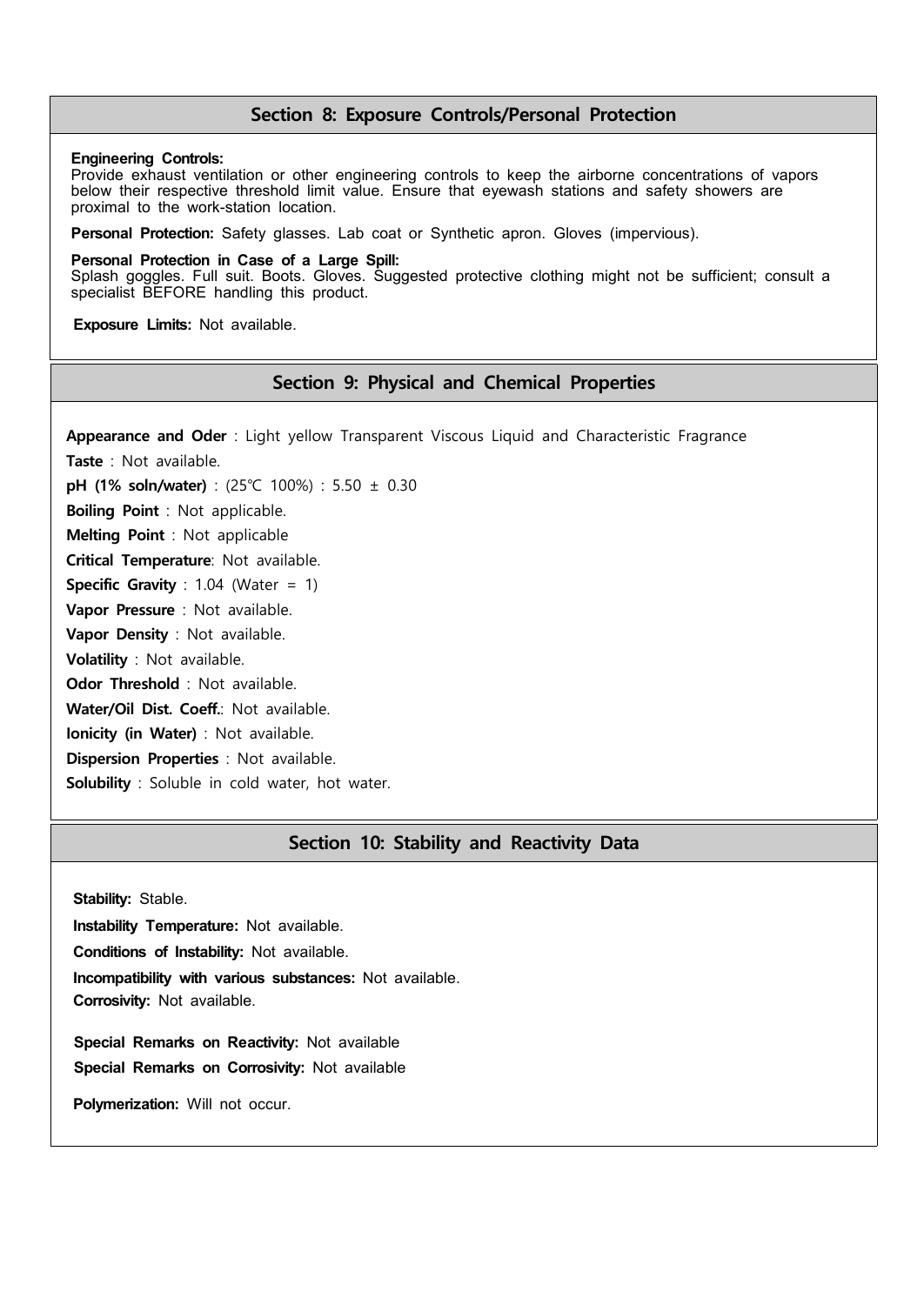## Section 8: Exposure Controls/Personal Protection

**Engineering Controls:**
Provide exhaust ventilation or other engineering controls to keep the airborne concentrations of vapors below their respective threshold limit value. Ensure that eyewash stations and safety showers are proximal to the work-station location.

**Personal Protection:** Safety glasses. Lab coat or Synthetic apron. Gloves (impervious).

**Personal Protection in Case of a Large Spill:**
Splash goggles. Full suit. Boots. Gloves. Suggested protective clothing might not be sufficient; consult a specialist BEFORE handling this product.

**Exposure Limits:** Not available.

## Section 9: Physical and Chemical Properties

**Appearance and Oder** : Light yellow Transparent Viscous Liquid and Characteristic Fragrance

**Taste** : Not available.

**pH (1% soln/water)** : (25℃ 100%) : 5.50 ± 0.30

**Boiling Point** : Not applicable.

**Melting Point** : Not applicable

**Critical Temperature**: Not available.

**Specific Gravity** : 1.04 (Water = 1)

**Vapor Pressure** : Not available.

**Vapor Density** : Not available.

**Volatility** : Not available.

**Odor Threshold** : Not available.

**Water/Oil Dist. Coeff.**: Not available.

**Ionicity (in Water)** : Not available.

**Dispersion Properties** : Not available.

**Solubility** : Soluble in cold water, hot water.

## Section 10: Stability and Reactivity Data

**Stability:** Stable.

**Instability Temperature:** Not available.

**Conditions of Instability:** Not available.

**Incompatibility with various substances:** Not available.

**Corrosivity:** Not available.

**Special Remarks on Reactivity:** Not available

**Special Remarks on Corrosivity:** Not available

**Polymerization:** Will not occur.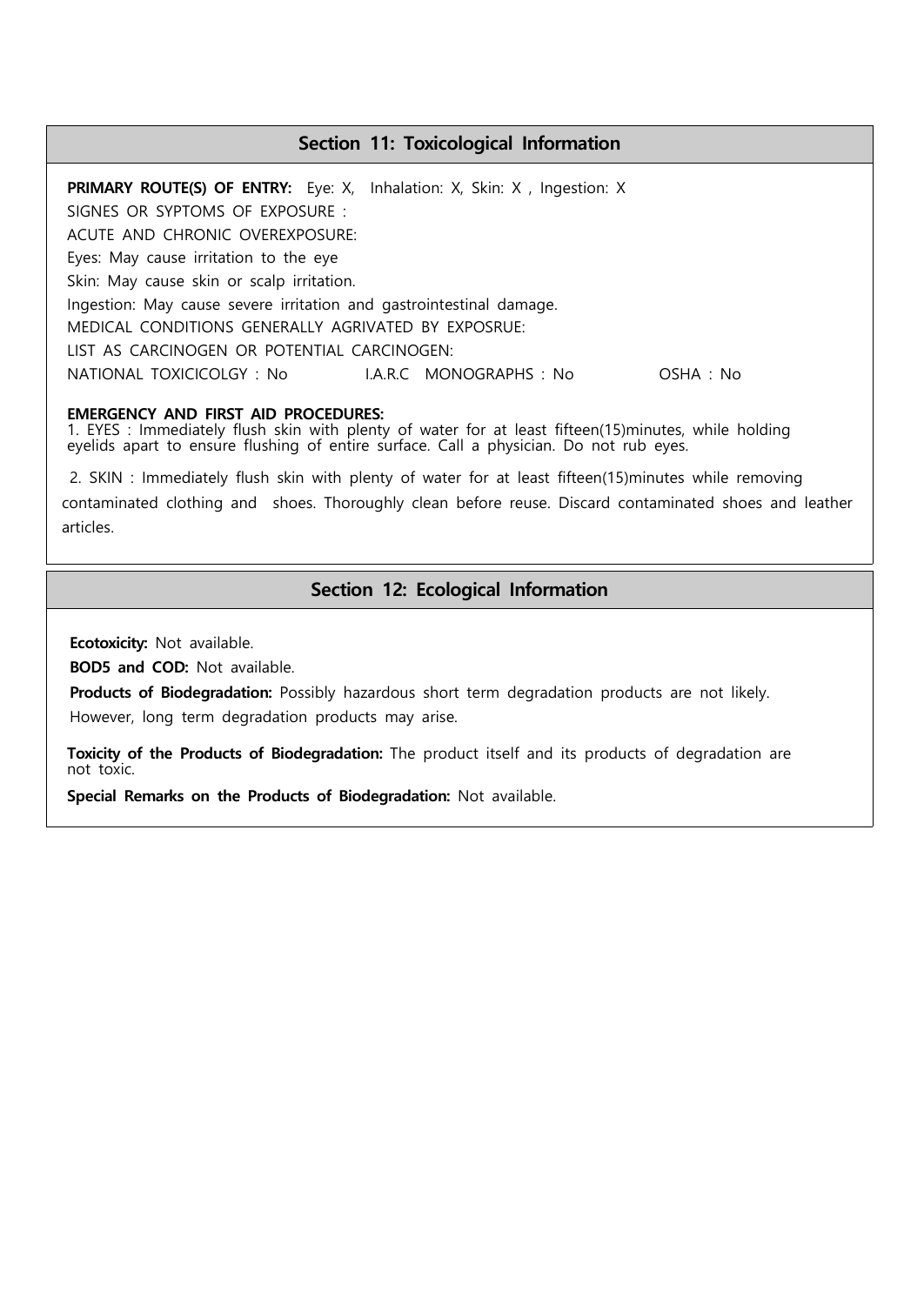## Section 11: Toxicological Information

**PRIMARY ROUTE(S) OF ENTRY:** Eye: X, Inhalation: X, Skin: X , Ingestion: X

SIGNES OR SYPTOMS OF EXPOSURE :

ACUTE AND CHRONIC OVEREXPOSURE:

Eyes: May cause irritation to the eye

Skin: May cause skin or scalp irritation.

Ingestion: May cause severe irritation and gastrointestinal damage.

MEDICAL CONDITIONS GENERALLY AGRIVATED BY EXPOSRUE:

LIST AS CARCINOGEN OR POTENTIAL CARCINOGEN:

NATIONAL TOXICICOLGY : No I.A.R.C MONOGRAPHS : No OSHA : No

**EMERGENCY AND FIRST AID PROCEDURES:**

1. EYES : Immediately flush skin with plenty of water for at least fifteen(15)minutes, while holding eyelids apart to ensure flushing of entire surface. Call a physician. Do not rub eyes.

2. SKIN : Immediately flush skin with plenty of water for at least fifteen(15)minutes while removing contaminated clothing and shoes. Thoroughly clean before reuse. Discard contaminated shoes and leather articles.

## Section 12: Ecological Information

**Ecotoxicity:** Not available.

**BOD5 and COD:** Not available.

**Products of Biodegradation:** Possibly hazardous short term degradation products are not likely. However, long term degradation products may arise.

**Toxicity of the Products of Biodegradation:** The product itself and its products of degradation are not toxic.

**Special Remarks on the Products of Biodegradation:** Not available.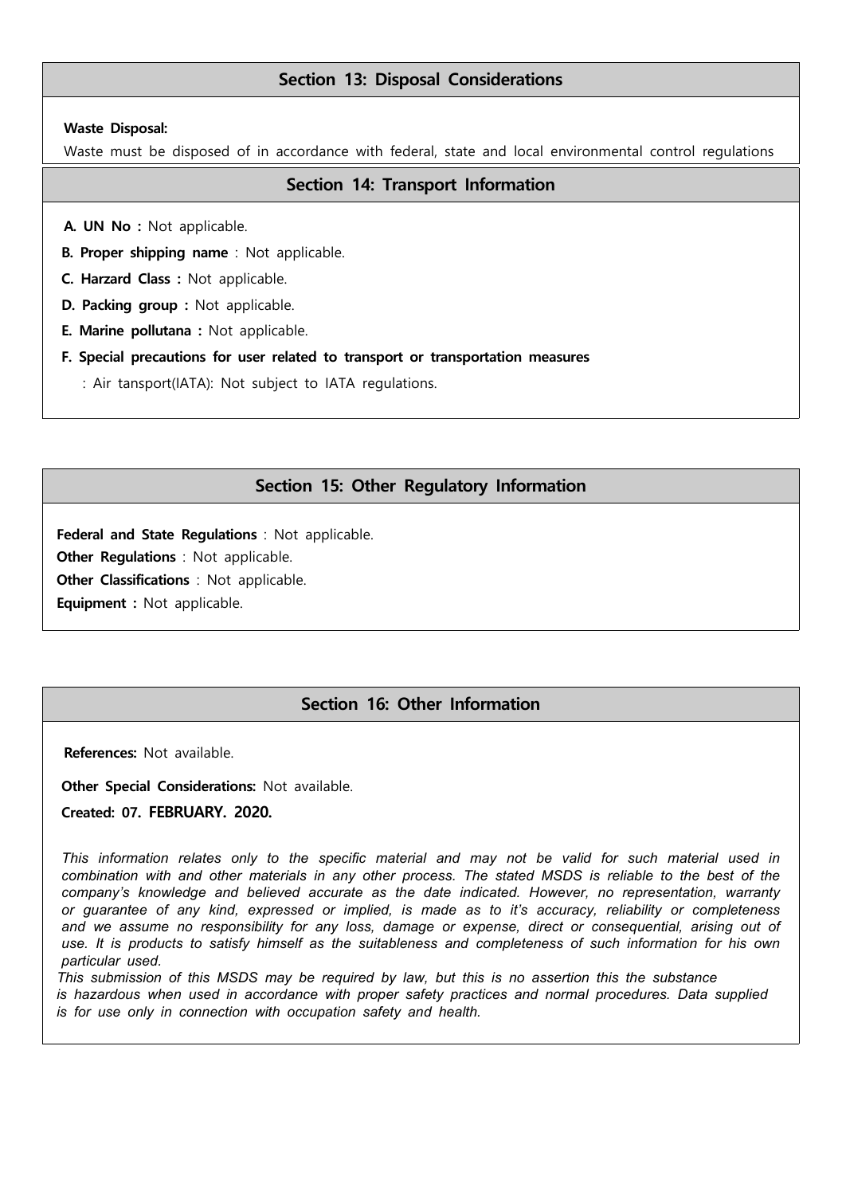## Section 13: Disposal Considerations

**Waste Disposal:**

Waste must be disposed of in accordance with federal, state and local environmental control regulations

## Section 14: Transport Information

**A. UN No :** Not applicable.

**B. Proper shipping name** : Not applicable.

**C. Harzard Class :** Not applicable.

**D. Packing group :** Not applicable.

**E. Marine pollutana :** Not applicable.

**F. Special precautions for user related to transport or transportation measures**

: Air tansport(IATA): Not subject to IATA regulations.

## Section 15: Other Regulatory Information

**Federal and State Regulations** : Not applicable.

**Other Regulations** : Not applicable.

**Other Classifications** : Not applicable.

**Equipment :** Not applicable.

## Section 16: Other Information

**References:** Not available.

**Other Special Considerations:** Not available.

**Created: 07. FEBRUARY. 2020.**

*This information relates only to the specific material and may not be valid for such material used in combination with and other materials in any other process. The stated MSDS is reliable to the best of the company's knowledge and believed accurate as the date indicated. However, no representation, warranty or guarantee of any kind, expressed or implied, is made as to it's accuracy, reliability or completeness and we assume no responsibility for any loss, damage or expense, direct or consequential, arising out of use. It is products to satisfy himself as the suitableness and completeness of such information for his own particular used.*

*This submission of this MSDS may be required by law, but this is no assertion this the substance is hazardous when used in accordance with proper safety practices and normal procedures. Data supplied is for use only in connection with occupation safety and health.*